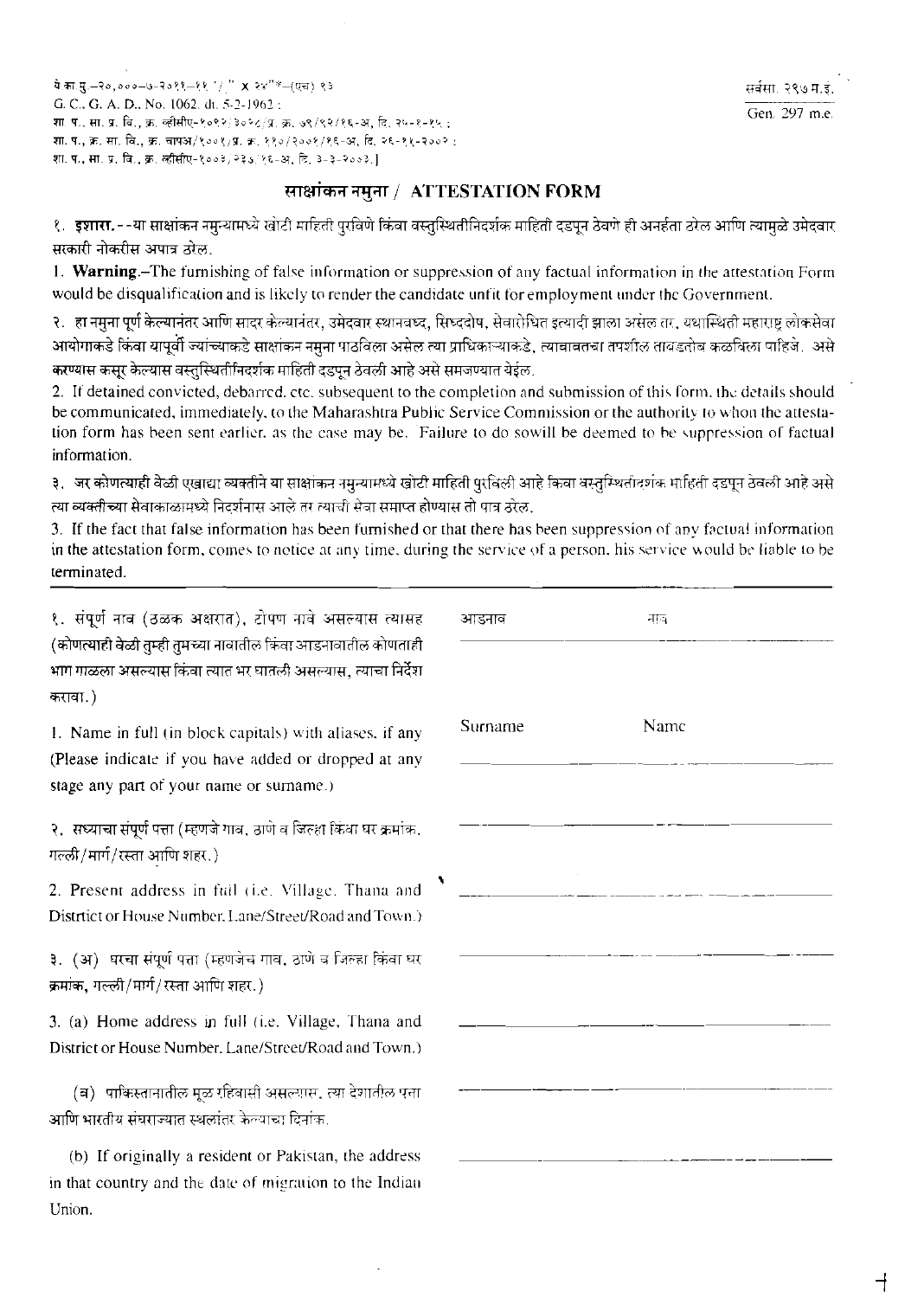ये का मु.–२०,०००–७-२०११–११ " / " x २४"" –(एच) १३
G. C., G. A. D., No. 1062. dt. 5-2-1962 ;
शा. प., सा. प्र. वि., क्र. व्हीसीए-१०९२/३०२८/प्र. क्र. ७९/९२/१६-अ, दि. २५-१-९५ ;
शा. प., क्र. सा. वि., क्र. चापअ/१००१/प्र. क्र. ११०/२००१/१६-अ, दि. २६-११-२००२ ;
शा. प., सा. प्र. वि., क्र. व्हीसीए-१००३/२३३/१६-अ, दि. ३-३-२००३.]

सर्वसा. २९७ म.इ.
Gen. 297 m.e.

# साक्षांकन नमुना / ATTESTATION FORM

१. **इशारा.**--या साक्षांकन नमुन्यामध्ये खोटी माहिती पुरविणे किंवा वस्तुस्थितीनिदर्शक माहिती दडपून ठेवणे ही अनर्हता ठरेल आणि त्यामुळे उमेदवार सरकारी नोकरीस अपात्र ठरेल.

1. **Warning.**–The furnishing of false information or suppression of any factual information in the attestation Form would be disqualification and is likely to render the candidate unfit for employment under the Government.

२. हा नमुना पूर्ण केल्यानंतर आणि सादर केल्यानंतर, उमेदवार स्थानबध्द, सिध्ददोष, सेवारोधित इत्यादी झाला असेल तर, यथास्थिती महाराष्ट्र लोकसेवा आयोगाकडे किंवा यापूर्वी ज्यांच्याकडे साक्षांकन नमुना पाठविला असेल त्या प्राधिकाऱ्याकडे, त्याबाबतचा तपशील तावडतोब कळविला पाहिजे. असे करण्यास कसूर केल्यास वस्तुस्थितीनिदर्शक माहिती दडपून ठेवली आहे असे समजण्यात येईल.

2. If detained convicted, debarred. etc. subsequent to the completion and submission of this form. the details should be communicated, immediately, to the Maharashtra Public Service Commission or the authority to whon the attestation form has been sent earlier. as the case may be. Failure to do sowill be deemed to be suppression of factual information.

३. जर कोणत्याही वेळी एखाद्या व्यक्तीने या साक्षांकन नमुन्यामध्ये खोटी माहिती पुरविली आहे किंवा वस्तुस्थितीदर्शक माहिती दडपून ठेवली आहे असे त्या व्यक्तीच्या सेवाकाळामध्ये निदर्शनास आले तर त्याची सेवा समाप्त होण्यास तो पात्र ठरेल.

3. If the fact that false information has been furnished or that there has been suppression of any factual information in the attestation form, comes to notice at any time, during the service of a person, his service would be liable to be terminated.

---

१. संपूर्ण नाव (ठळक अक्षरात), टोपण नावे असल्यास त्यासह (कोणत्याही वेळी तुम्ही तुमच्या नावातील किंवा आडनावातील कोणताही भाग गाळला असल्यास किंवा त्यात भर घातली असल्यास, त्याचा निर्देश करावा.)

1. Name in full (in block capitals) with aliases. if any (Please indicate if you have added or dropped at any stage any part of your name or surname.)

| आडनाव / Surname | नाव / Name |
|---|---|
| | |

२. सध्याचा संपूर्ण पत्ता (म्हणजे गाव, ठाणे व जिल्हा किंवा घर क्रमांक, गल्ली/मार्ग/रस्ता आणि शहर.)

2. Present address in full (i.e. Village. Thana and Distrtict or House Number. Lane/Street/Road and Town.)

______________________

३. (अ) घरचा संपूर्ण पत्ता (म्हणजेच गाव, ठाणे व जिल्हा किंवा घर क्रमांक, गल्ली/मार्ग/रस्ता आणि शहर.)

3. (a) Home address in full (i.e. Village, Thana and District or House Number. Lane/Street/Road and Town.)

______________________

(ब) पाकिस्तानातील मूळ रहिवासी असल्यास, त्या देशातील पत्ता आणि भारतीय संघराज्यात स्थलांतर केल्याचा दिनांक.

(b) If originally a resident or Pakistan, the address in that country and the date of migration to the Indian Union.

______________________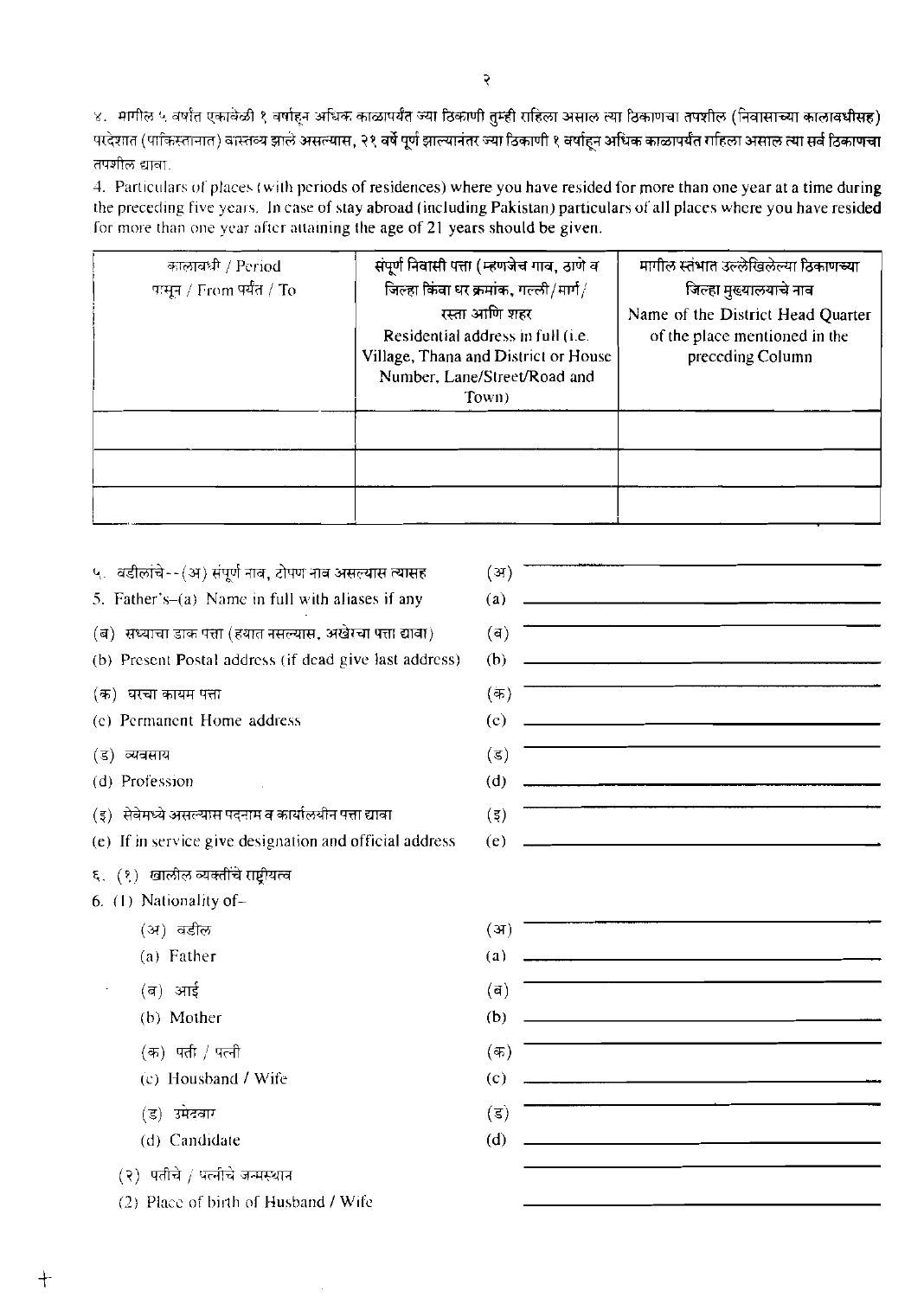४. मागील ५ वर्षात एकावेळी १ वर्षाहून अधिक काळापर्यंत ज्या ठिकाणी तुम्ही राहिला असाल त्या ठिकाणचा तपशील (निवासाच्या कालावधीसह) परदेशात (पाकिस्तानात) वास्तव्य झाले असल्यास, २१ वर्षे पूर्ण झाल्यानंतर ज्या ठिकाणी १ वर्षाहून अधिक काळापर्यंत राहिला असाल त्या सर्व ठिकाणचा तपशील द्यावा.

4. Particulars of places (with periods of residences) where you have resided for more than one year at a time during the preceding five years. In case of stay abroad (including Pakistan) particulars of all places where you have resided for more than one year after attaining the age of 21 years should be given.

| कालावधी / Period<br>पासून / From पर्यंत / To | संपूर्ण निवासी पत्ता (म्हणजेच गाव, ठाणे व जिल्हा किंवा घर क्रमांक, गल्ली/मार्ग/रस्ता आणि शहर<br>Residential address in full (i.e. Village, Thana and District or House Number, Lane/Street/Road and Town) | मागील स्तंभात उल्लेखिलेल्या ठिकाणच्या जिल्हा मुख्यालयाचे नाव<br>Name of the District Head Quarter of the place mentioned in the preceding Column |
|---|---|---|
| | | |
| | | |
| | | |

५. वडीलांचे--(अ) संपूर्ण नाव, टोपण नाव असल्यास त्यासह (अ) ____________________

5. Father's–(a) Name in full with aliases if any (a) ____________________

(ब) सध्याचा डाक पत्ता (हयात नसल्यास, अखेरचा पत्ता द्यावा) (ब) ____________________

(b) Present Postal address (if dead give last address) (b) ____________________

(क) घरचा कायम पत्ता (क) ____________________

(c) Permanent Home address (c) ____________________

(ड) व्यवसाय (ड) ____________________

(d) Profession (d) ____________________

(इ) सेवेमध्ये असल्यास पदनाम व कार्यालयीन पत्ता द्यावा (इ) ____________________

(e) If in service give designation and official address (e) ____________________

६. (१) खालील व्यक्तींचे राष्ट्रीयत्व

6. (1) Nationality of–

(अ) वडील (अ) ____________________

(a) Father (a) ____________________

(ब) आई (ब) ____________________

(b) Mother (b) ____________________

(क) पती / पत्नी (क) ____________________

(c) Housband / Wife (c) ____________________

(ड) उमेदवार (ड) ____________________

(d) Candidate (d) ____________________

(२) पतीचे / पत्नीचे जन्मस्थान ____________________

(2) Place of birth of Husband / Wife ____________________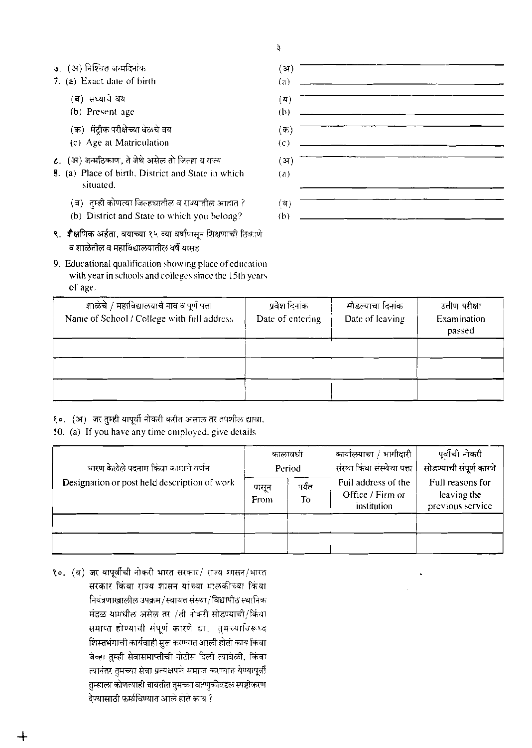७. (अ) निश्चित जन्मदिनांक (अ) ____________________
7. (a) Exact date of birth (a) ____________________

(ब) सध्याचे वय (ब) ____________________
(b) Present age (b) ____________________

(क) मॅट्रीक परीक्षेच्या वेळचे वय (क) ____________________
(c) Age at Matriculation (c) ____________________

८. (अ) जन्मठिकाण, ते जेथे असेल तो जिल्हा व राज्य (अ) ____________________
8. (a) Place of birth, District and State in which situated. (a) ____________________

(ब) तुम्ही कोणत्या जिल्ह्यातील व राज्यातील आहात ? (ब) ____________________
(b) District and State to which you belong? (b) ____________________

९. शैक्षणिक अर्हता, वयाच्या १५ व्या वर्षापासून शिक्षणाची ठिकाणे व शाळेतील व महाविद्यालयातील वर्षे यासह.

9. Educational qualification showing place of education with year in schools and colleges since the 15th years of age.

| शाळेचे / महाविद्यालयाचे नाव व पूर्ण पत्ता<br>Name of School / College with full address | प्रवेश दिनांक<br>Date of entering | सोडल्याचा दिनांक<br>Date of leaving | उत्तीर्ण परीक्षा<br>Examination passed |
|---|---|---|---|
| | | | |
| | | | |
| | | | |

१०. (अ) जर तुम्ही यापूर्वी नोकरी करीत असाल तर तपशील द्यावा.

10. (a) If you have any time employed, give details

| धारण केलेले पदनाम किंवा कामाचे वर्णन<br>Designation or post held description of work | कालावधी<br>Period | | कार्यालयाचा / भागीदारी संस्था किंवा संस्थेचा पत्ता<br>Full address of the Office / Firm or institution | पूर्वीची नोकरी सोडण्याची संपूर्ण कारणे<br>Full reasons for leaving the previous service |
|---|---|---|---|---|
| | पासून<br>From | पर्यंत<br>To | | |
| | | | | |
| | | | | |

१०. (ब) जर यापूर्वीची नोकरी भारत सरकार/ राज्य शासन/भारत सरकार किंवा राज्य शासन यांच्या मालकीच्या किंवा नियंत्रणाखालील उपक्रम/स्वायत्त संस्था/विद्यापीठ स्थानिक मंडळ यामधील असेल तर /ती नोकरी सोडण्याची/किंवा समाप्त होण्याची संपूर्ण कारणे द्या. तुमच्याविरूध्द शिस्तभंगाची कार्यवाही सुरू करण्यात आली होती काय किंवा जेव्हा तुम्ही सेवासमाप्तीची नोटीस दिली त्यावेळी, किंवा त्यानंतर तुमच्या सेवा प्रत्यक्षपणे समाप्त करण्यात येण्यापूर्वी तुम्हाला कोणत्याही बाबतीत तुमच्या वर्तणुकीबद्दल स्पष्टीकरण देण्यासाठी फर्मावण्यात आले होते काय ?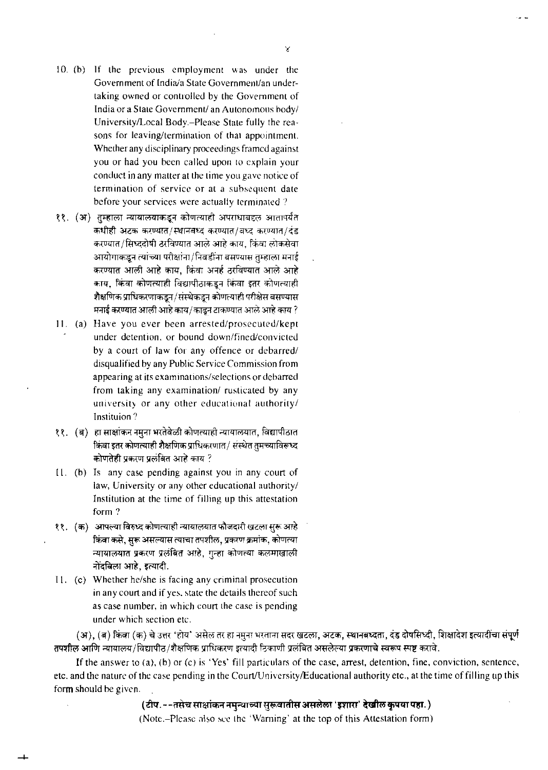10. (b) If the previous employment was under the Government of India/a State Government/an undertaking owned or controlled by the Government of India or a State Government/ an Autonomous body/ University/Local Body.–Please State fully the reasons for leaving/termination of that appointment. Whether any disciplinary proceedings framed against you or had you been called upon to explain your conduct in any matter at the time you gave notice of termination of service or at a subsequent date before your services were actually terminated ?

११. (अ) तुम्हाला न्यायालयाकडून कोणत्याही अपराधाबद्दल आतापर्यंत कधीही अटक करण्यात/स्थानबध्द करण्यात/बध्द करण्यात/दंड करण्यात/सिध्ददोषी ठरविण्यात आले आहे काय, किंवा लोकसेवा आयोगाकडून त्यांच्या परीक्षांना/निवडींना बसण्यास तुम्हाला मनाई करण्यात आली आहे काय, किंवा अनर्ह ठरविण्यात आले आहे काय, किंवा कोणत्याही विद्यापीठाकडून किंवा इतर कोणत्याही शैक्षणिक प्राधिकरणाकडून/संस्थेकडून कोणत्याही परीक्षेस बसण्यास मनाई करण्यात आली आहे काय/काढून टाकण्यात आले आहे काय ?

11. (a) Have you ever been arrested/prosecuted/kept under detention, or bound down/fined/convicted by a court of law for any offence or debarred/ disqualified by any Public Service Commission from appearing at its examinations/selections or debarred from taking any examination/ rusticated by any university or any other educational authority/ Instituion ?

११. (ब) हा साक्षांकन नमुना भरतेवेळी कोणत्याही न्यायालयात, विद्यापीठात किंवा इतर कोणत्याही शैक्षणिक प्राधिकरणात/ संस्थेत तुमच्याविरूध्द कोणतेही प्रकरण प्रलंबित आहे काय ?

11. (b) Is any case pending against you in any court of law, University or any other educational authority/ Institution at the time of filling up this attestation form ?

११. (क) आपल्या विरुध्द कोणत्याही न्यायालयात फौजदारी खटला सुरू आहे किंवा कसे, सुरू असल्यास त्याचा तपशील, प्रकरण क्रमांक, कोणत्या न्यायालयात प्रकरण प्रलंबित आहे, गुन्हा कोणत्या कलमाखाली नोंदविला आहे, इत्यादी.

11. (c) Whether he/she is facing any criminal prosecution in any court and if yes, state the details thereof such as case number, in which court the case is pending under which section etc.

(अ), (ब) किंवा (क) चे उत्तर 'होय' असेल तर हा नमुना भरताना सदर खटला, अटक, स्थानबध्दता, दंड दोषसिध्दी, शिक्षादेश इत्यादींचा संपूर्ण तपशील आणि न्यायालय/विद्यापीठ/शैक्षणिक प्राधिकरण इत्यादी ठिकाणी प्रलंबित असलेल्या प्रकरणाचे स्वरूप स्पष्ट करावे.

If the answer to (a), (b) or (c) is 'Yes' fill particulars of the case, arrest, detention, fine, conviction, sentence, etc. and the nature of the case pending in the Court/University/Educational authority etc., at the time of filling up this form should be given.

**(टीप. --तसेच साक्षांकन नमुन्याच्या सुरूवातीस असलेला 'इशारा' देखील कृपया पहा.)**

(Note.–Please also see the 'Warning' at the top of this Attestation form)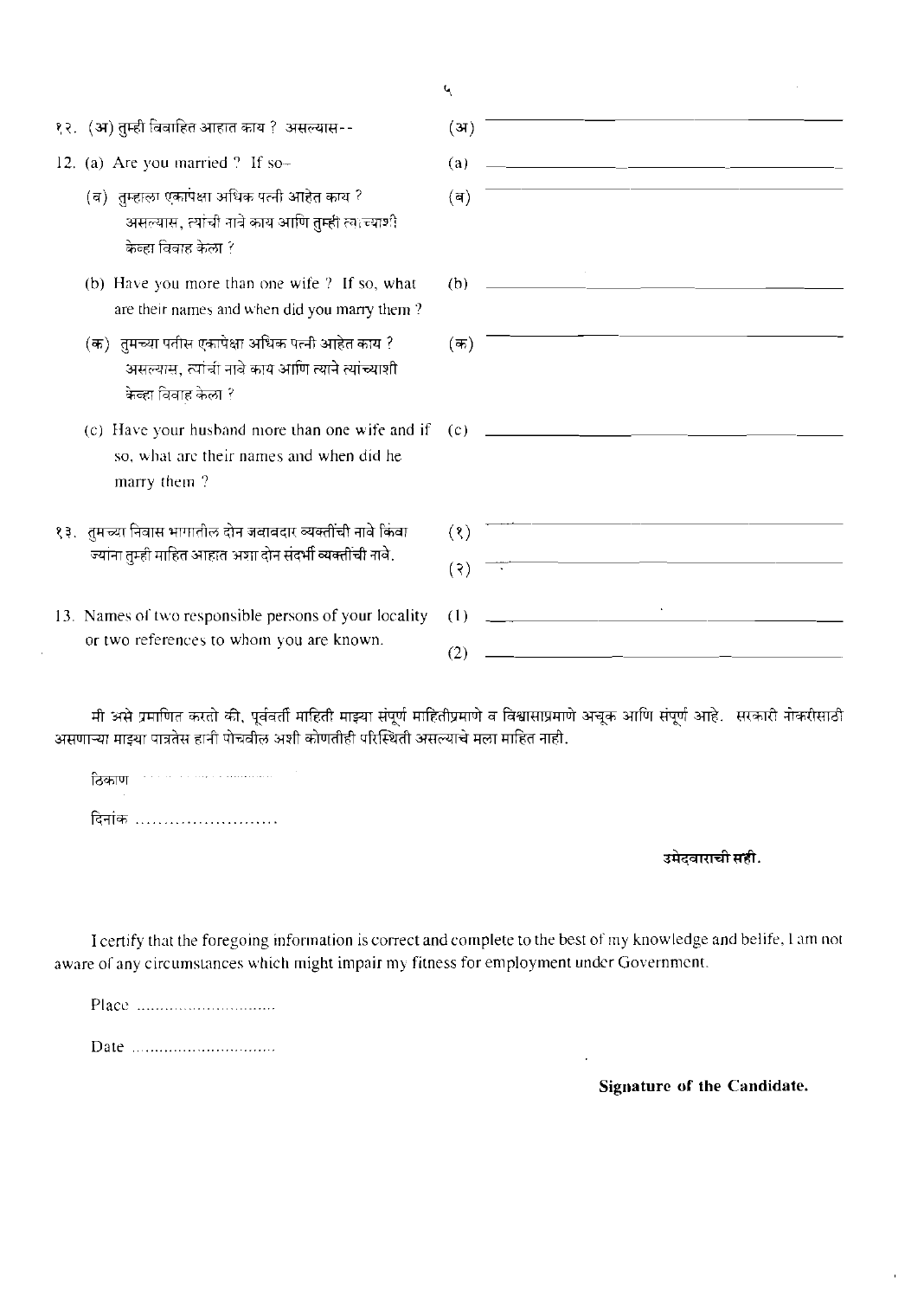१२. (अ) तुम्ही विवाहित आहात काय ? असल्यास-- (अ) ____________________

12. (a) Are you married ? If so– (a) ____________________

(ब) तुम्हाला एकापेक्षा अधिक पत्नी आहेत काय ? असल्यास, त्यांची नावे काय आणि तुम्ही त्यांच्याशी केव्हा विवाह केला ? (ब) ____________________

(b) Have you more than one wife ? If so, what are their names and when did you marry them ? (b) ____________________

(क) तुमच्या पतीस एकापेक्षा अधिक पत्नी आहेत काय ? असल्यास, त्यांची नावे काय आणि त्याने त्यांच्याशी केव्हा विवाह केला ? (क) ____________________

(c) Have your husband more than one wife and if so, what are their names and when did he marry them ? (c) ____________________

१३. तुमच्या निवास भागातील दोन जबाबदार व्यक्तींची नावे किंवा ज्यांना तुम्ही माहित आहात अशा दोन संदर्भी व्यक्तींची नावे. (१) ____________________ (२) ____________________

13. Names of two responsible persons of your locality or two references to whom you are known. (1) ____________________ (2) ____________________

मी असे प्रमाणित करतो की, पूर्ववर्ती माहिती माझ्या संपूर्ण माहितीप्रमाणे व विश्वासाप्रमाणे अचूक आणि संपूर्ण आहे. सरकारी नोकरीसाठी असणाऱ्या माझ्या पात्रतेस हानी पोचवील अशी कोणतीही परिस्थिती असल्याचे मला माहित नाही.

ठिकाण ..........................

दिनांक ..........................

**उमेदवाराची सही.**

I certify that the foregoing information is correct and complete to the best of my knowledge and belife, I am not aware of any circumstances which might impair my fitness for employment under Government.

Place ..........................

Date ..........................

**Signature of the Candidate.**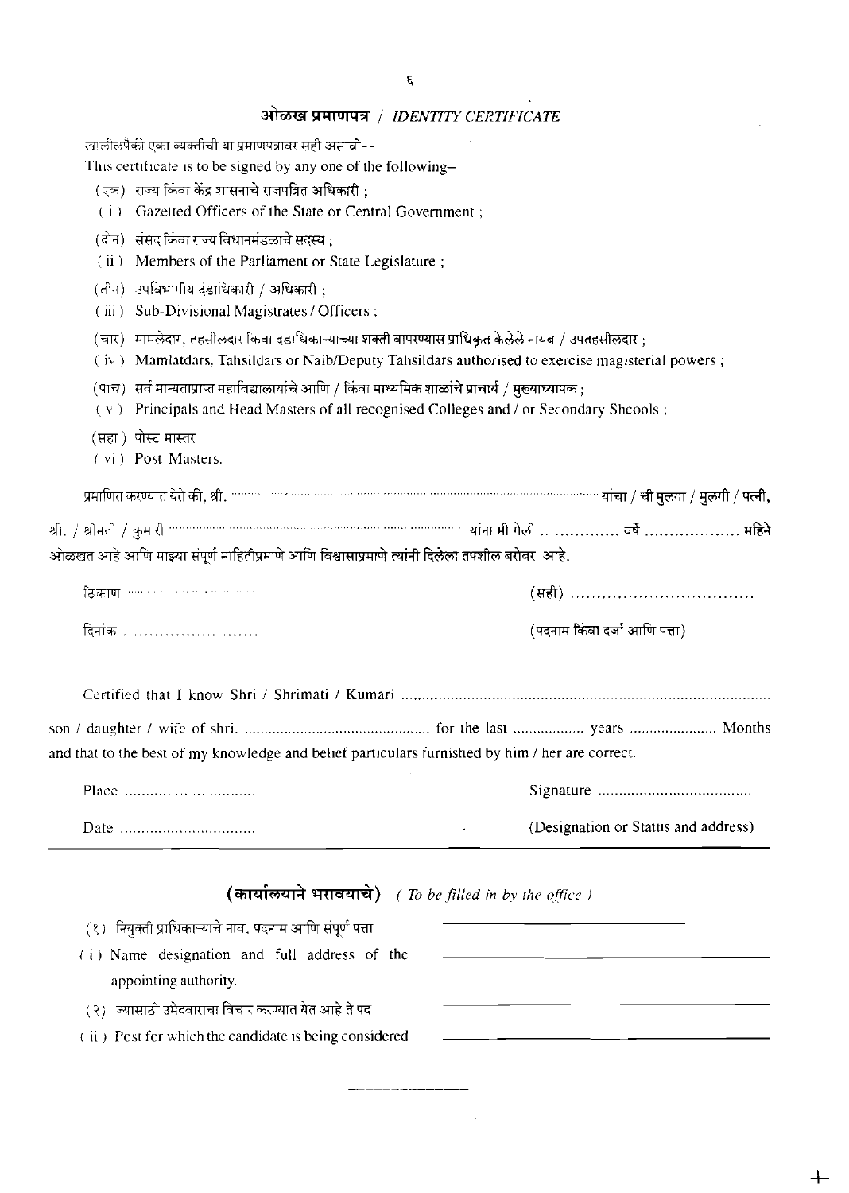## ओळख प्रमाणपत्र / *IDENTITY CERTIFICATE*

खालीलपैकी एका व्यक्तीची या प्रमाणपत्रावर सही असावी--

This certificate is to be signed by any one of the following–

(एक) राज्य किंवा केंद्र शासनाचे राजपत्रित अधिकारी ;

( i ) Gazetted Officers of the State or Central Government ;

(दोन) संसद किंवा राज्य विधानमंडळाचे सदस्य ;

( ii ) Members of the Parliament or State Legislature ;

(तीन) उपविभागीय दंडाधिकारी / अधिकारी ;

( iii ) Sub-Divisional Magistrates / Officers ;

(चार) मामलेदार, तहसीलदार किंवा दंडाधिकाऱ्याच्या शक्ती वापरण्यास प्राधिकृत केलेले नायब / उपतहसीलदार ;

( iv ) Mamlatdars, Tahsildars or Naib/Deputy Tahsildars authorised to exercise magisterial powers ;

(पाच) सर्व मान्यताप्राप्त महाविद्यालयांचे आणि / किंवा माध्यमिक शाळांचे प्राचार्य / मुख्याध्यापक ;

( v ) Principals and Head Masters of all recognised Colleges and / or Secondary Shcools ;

(सहा) पोस्ट मास्तर

( vi ) Post Masters.

प्रमाणित करण्यात येते की, श्री. .................................................... यांचा / ची मुलगा / मुलगी / पत्नी,

श्री. / श्रीमती / कुमारी .................................................... यांना मी गेली ................ वर्षे .................. महिने ओळखत आहे आणि माझ्या संपूर्ण माहितीप्रमाणे आणि विश्वासाप्रमाणे त्यांनी दिलेला तपशील बरोबर आहे.

ठिकाण ....................... (सही) ...................................

दिनांक ....................... (पदनाम किंवा दर्जा आणि पत्ता)

Certified that I know Shri / Shrimati / Kumari ....................................................

son / daughter / wife of shri. ............................................ for the last ................ years .................... Months and that to the best of my knowledge and belief particulars furnished by him / her are correct.

Place ............................. Signature ...................................

Date ............................. (Designation or Status and address)

### (कार्यालयाने भरावयाचे) *( To be filled in by the office )*

(१) नियुक्ती प्राधिकाऱ्याचे नाव, पदनाम आणि संपूर्ण पत्ता

( i ) Name designation and full address of the appointing authority. ____________________

(२) ज्यासाठी उमेदवाराचा विचार करण्यात येत आहे ते पद

( ii ) Post for which the candidate is being considered ____________________